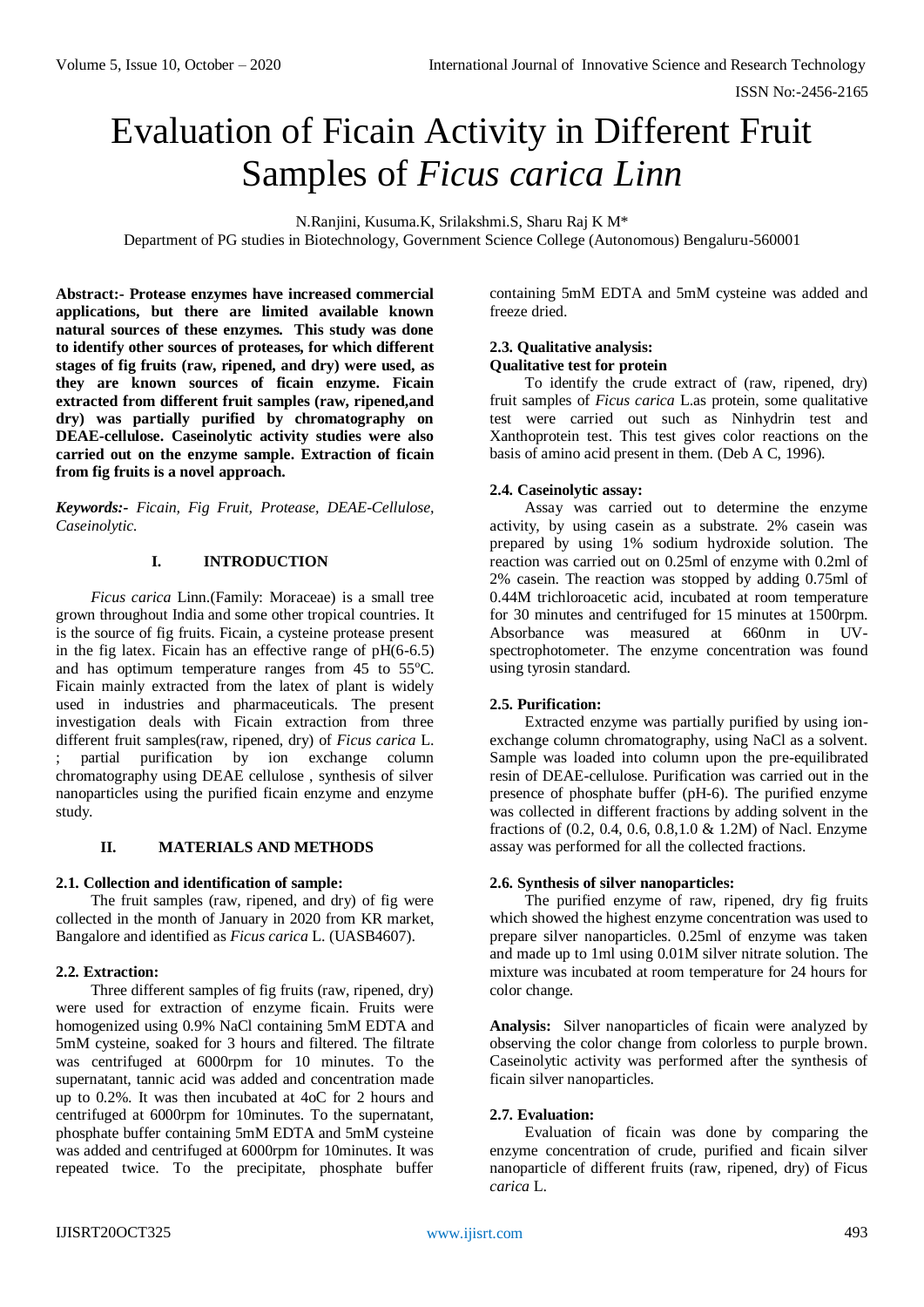# Evaluation of Ficain Activity in Different Fruit Samples of *Ficus carica Linn*

N.Ranjini, Kusuma.K, Srilakshmi.S, Sharu Raj K M*

Department of PG studies in Biotechnology, Government Science College (Autonomous) Bengaluru-560001

**Abstract:- Protease enzymes have increased commercial applications, but there are limited available known natural sources of these enzymes. This study was done to identify other sources of proteases, for which different stages of fig fruits (raw, ripened, and dry) were used, as they are known sources of ficain enzyme. Ficain extracted from different fruit samples (raw, ripened,and dry) was partially purified by chromatography on DEAE-cellulose. Caseinolytic activity studies were also carried out on the enzyme sample. Extraction of ficain from fig fruits is a novel approach.**

***Keywords:-** Ficain, Fig Fruit, Protease, DEAE-Cellulose, Caseinolytic.*

## I. INTRODUCTION

*Ficus carica* Linn.(Family: Moraceae) is a small tree grown throughout India and some other tropical countries. It is the source of fig fruits. Ficain, a cysteine protease present in the fig latex. Ficain has an effective range of pH(6-6.5) and has optimum temperature ranges from 45 to 55$^{o}$C. Ficain mainly extracted from the latex of plant is widely used in industries and pharmaceuticals. The present investigation deals with Ficain extraction from three different fruit samples(raw, ripened, dry) of *Ficus carica* L. ; partial purification by ion exchange column chromatography using DEAE cellulose , synthesis of silver nanoparticles using the purified ficain enzyme and enzyme study.

## II. MATERIALS AND METHODS

### 2.1. Collection and identification of sample:

The fruit samples (raw, ripened, and dry) of fig were collected in the month of January in 2020 from KR market, Bangalore and identified as *Ficus carica* L. (UASB4607).

### 2.2. Extraction:

Three different samples of fig fruits (raw, ripened, dry) were used for extraction of enzyme ficain. Fruits were homogenized using 0.9% NaCl containing 5mM EDTA and 5mM cysteine, soaked for 3 hours and filtered. The filtrate was centrifuged at 6000rpm for 10 minutes. To the supernatant, tannic acid was added and concentration made up to 0.2%. It was then incubated at 4oC for 2 hours and centrifuged at 6000rpm for 10minutes. To the supernatant, phosphate buffer containing 5mM EDTA and 5mM cysteine was added and centrifuged at 6000rpm for 10minutes. It was repeated twice. To the precipitate, phosphate buffer containing 5mM EDTA and 5mM cysteine was added and freeze dried.

### 2.3. Qualitative analysis:

**Qualitative test for protein**

To identify the crude extract of (raw, ripened, dry) fruit samples of *Ficus carica* L.as protein, some qualitative test were carried out such as Ninhydrin test and Xanthoprotein test. This test gives color reactions on the basis of amino acid present in them. (Deb A C, 1996).

### 2.4. Caseinolytic assay:

Assay was carried out to determine the enzyme activity, by using casein as a substrate. 2% casein was prepared by using 1% sodium hydroxide solution. The reaction was carried out on 0.25ml of enzyme with 0.2ml of 2% casein. The reaction was stopped by adding 0.75ml of 0.44M trichloroacetic acid, incubated at room temperature for 30 minutes and centrifuged for 15 minutes at 1500rpm. Absorbance was measured at 660nm in UV-spectrophotometer. The enzyme concentration was found using tyrosin standard.

### 2.5. Purification:

Extracted enzyme was partially purified by using ion-exchange column chromatography, using NaCl as a solvent. Sample was loaded into column upon the pre-equilibrated resin of DEAE-cellulose. Purification was carried out in the presence of phosphate buffer (pH-6). The purified enzyme was collected in different fractions by adding solvent in the fractions of (0.2, 0.4, 0.6, 0.8,1.0 & 1.2M) of Nacl. Enzyme assay was performed for all the collected fractions.

### 2.6. Synthesis of silver nanoparticles:

The purified enzyme of raw, ripened, dry fig fruits which showed the highest enzyme concentration was used to prepare silver nanoparticles. 0.25ml of enzyme was taken and made up to 1ml using 0.01M silver nitrate solution. The mixture was incubated at room temperature for 24 hours for color change.

**Analysis:** Silver nanoparticles of ficain were analyzed by observing the color change from colorless to purple brown. Caseinolytic activity was performed after the synthesis of ficain silver nanoparticles.

### 2.7. Evaluation:

Evaluation of ficain was done by comparing the enzyme concentration of crude, purified and ficain silver nanoparticle of different fruits (raw, ripened, dry) of Ficus *carica* L.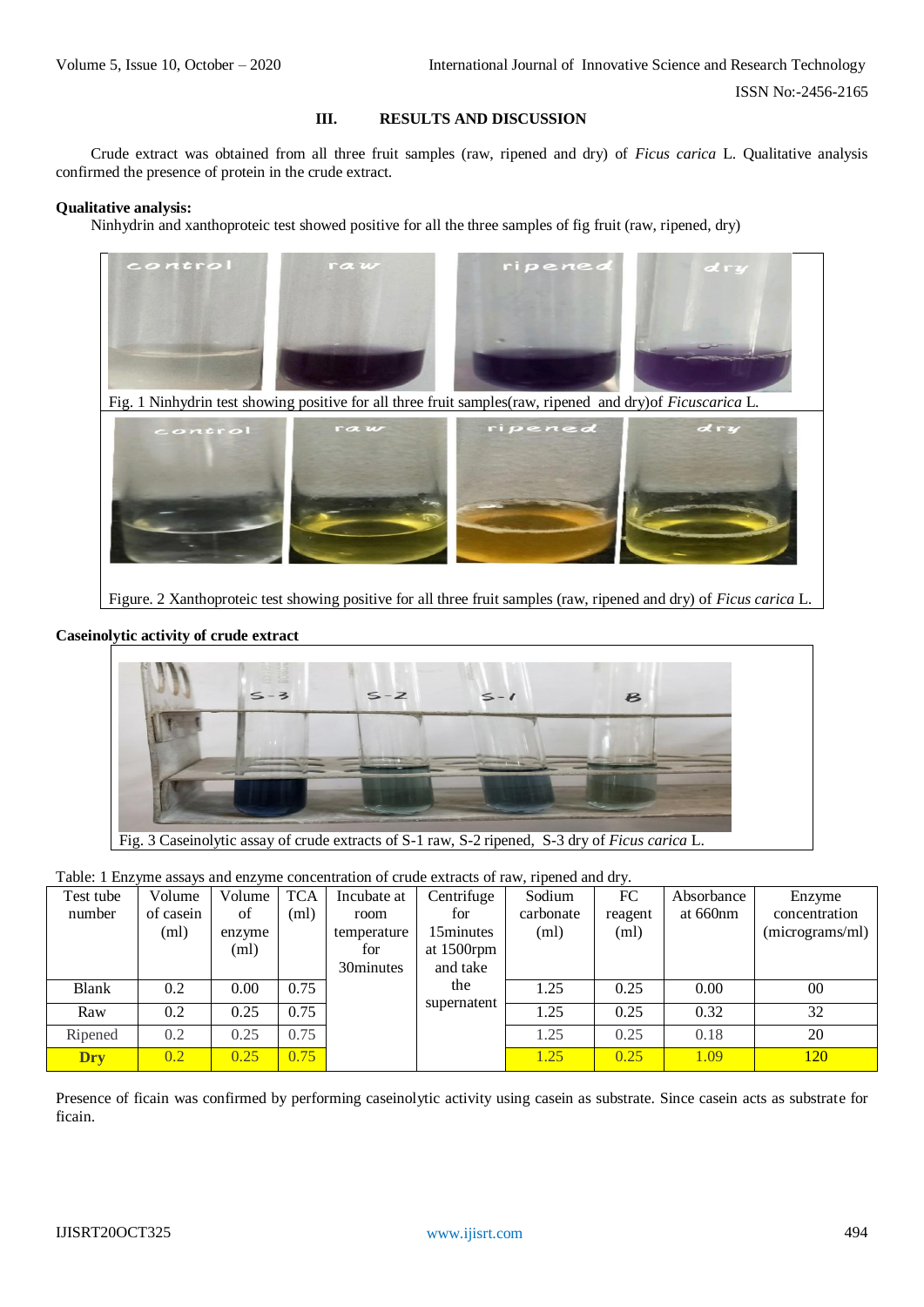## III. RESULTS AND DISCUSSION

Crude extract was obtained from all three fruit samples (raw, ripened and dry) of *Ficus carica* L. Qualitative analysis confirmed the presence of protein in the crude extract.

**Qualitative analysis:**

Ninhydrin and xanthoproteic test showed positive for all the three samples of fig fruit (raw, ripened, dry)

Fig. 1 Ninhydrin test showing positive for all three fruit samples(raw, ripened and dry)of *Ficuscarica* L.

Figure. 2 Xanthoproteic test showing positive for all three fruit samples (raw, ripened and dry) of *Ficus carica* L.

**Caseinolytic activity of crude extract**

Fig. 3 Caseinolytic assay of crude extracts of S-1 raw, S-2 ripened, S-3 dry of *Ficus carica* L.

Table: 1 Enzyme assays and enzyme concentration of crude extracts of raw, ripened and dry.

| Test tube number | Volume of casein (ml) | Volume of enzyme (ml) | TCA (ml) | Incubate at room temperature for 30minutes | Centrifuge for 15minutes at 1500rpm and take the supernatent | Sodium carbonate (ml) | FC reagent (ml) | Absorbance at 660nm | Enzyme concentration (micrograms/ml) |
|---|---|---|---|---|---|---|---|---|---|
| Blank | 0.2 | 0.00 | 0.75 | | | 1.25 | 0.25 | 0.00 | 00 |
| Raw | 0.2 | 0.25 | 0.75 | | | 1.25 | 0.25 | 0.32 | 32 |
| Ripened | 0.2 | 0.25 | 0.75 | | | 1.25 | 0.25 | 0.18 | 20 |
| **Dry** | 0.2 | 0.25 | 0.75 | | | 1.25 | 0.25 | 1.09 | 120 |

Presence of ficain was confirmed by performing caseinolytic activity using casein as substrate. Since casein acts as substrate for ficain.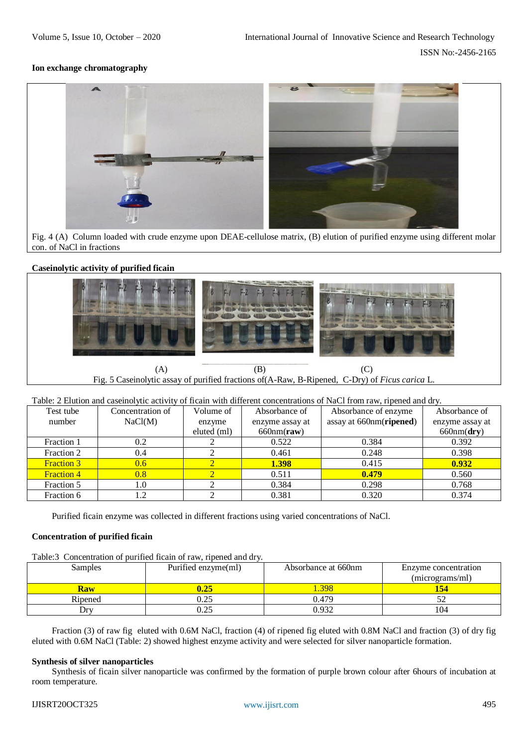**Ion exchange chromatography**

Fig. 4 (A) Column loaded with crude enzyme upon DEAE-cellulose matrix, (B) elution of purified enzyme using different molar con. of NaCl in fractions

**Caseinolytic activity of purified ficain**

(A) (B) (C)

Fig. 5 Caseinolytic assay of purified fractions of(A-Raw, B-Ripened, C-Dry) of *Ficus carica* L.

Table: 2 Elution and caseinolytic activity of ficain with different concentrations of NaCl from raw, ripened and dry.

| Test tube number | Concentration of NaCl(M) | Volume of enzyme eluted (ml) | Absorbance of enzyme assay at 660nm(**raw**) | Absorbance of enzyme assay at 660nm(**ripened**) | Absorbance of enzyme assay at 660nm(**dry**) |
|---|---|---|---|---|---|
| Fraction 1 | 0.2 | 2 | 0.522 | 0.384 | 0.392 |
| Fraction 2 | 0.4 | 2 | 0.461 | 0.248 | 0.398 |
| Fraction 3 | 0.6 | 2 | **1.398** | 0.415 | **0.932** |
| Fraction 4 | 0.8 | 2 | 0.511 | **0.479** | 0.560 |
| Fraction 5 | 1.0 | 2 | 0.384 | 0.298 | 0.768 |
| Fraction 6 | 1.2 | 2 | 0.381 | 0.320 | 0.374 |

Purified ficain enzyme was collected in different fractions using varied concentrations of NaCl.

**Concentration of purified ficain**

Table:3 Concentration of purified ficain of raw, ripened and dry.

| Samples | Purified enzyme(ml) | Absorbance at 660nm | Enzyme concentration (micrograms/ml) |
|---|---|---|---|
| **Raw** | **0.25** | 1.398 | **154** |
| Ripened | 0.25 | 0.479 | 52 |
| Dry | 0.25 | 0.932 | 104 |

Fraction (3) of raw fig eluted with 0.6M NaCl, fraction (4) of ripened fig eluted with 0.8M NaCl and fraction (3) of dry fig eluted with 0.6M NaCl (Table: 2) showed highest enzyme activity and were selected for silver nanoparticle formation.

**Synthesis of silver nanoparticles**

Synthesis of ficain silver nanoparticle was confirmed by the formation of purple brown colour after 6hours of incubation at room temperature.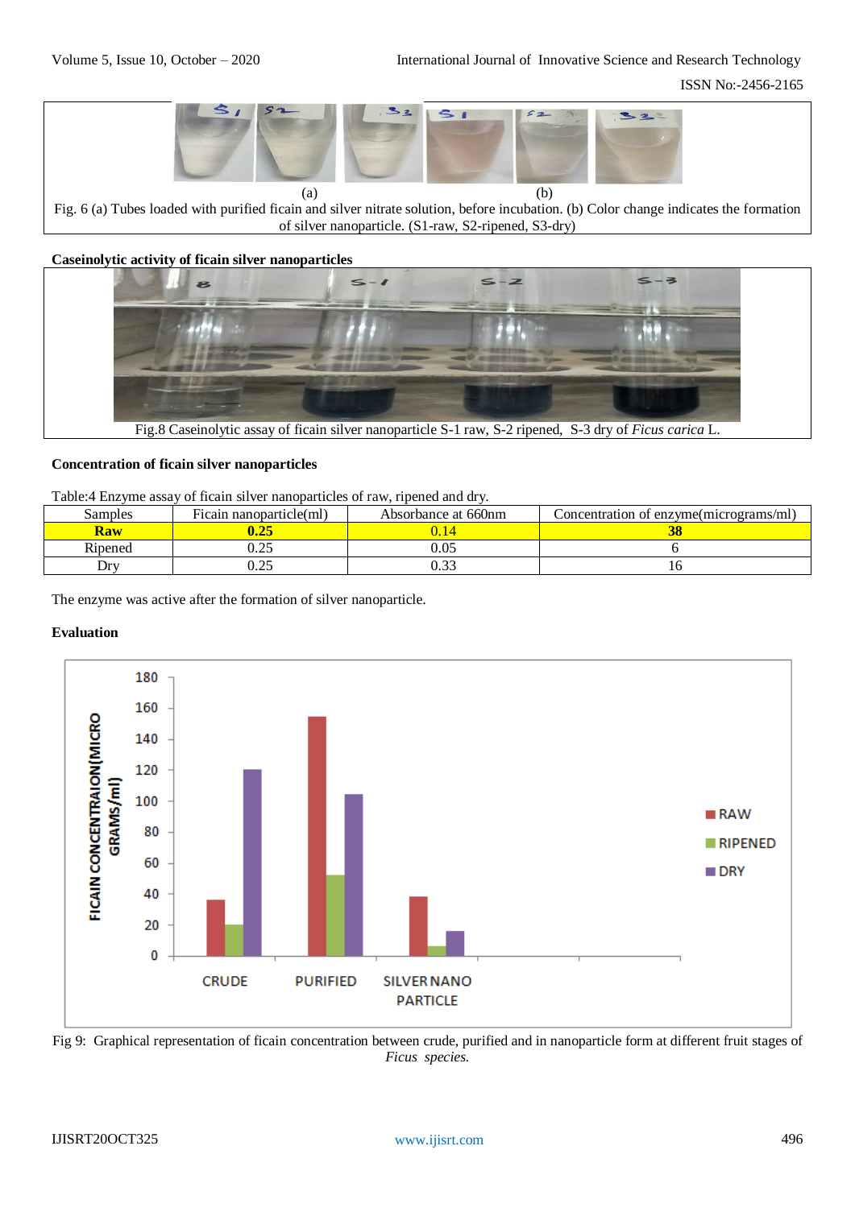(a) (b)

Fig. 6 (a) Tubes loaded with purified ficain and silver nitrate solution, before incubation. (b) Color change indicates the formation of silver nanoparticle. (S1-raw, S2-ripened, S3-dry)

**Caseinolytic activity of ficain silver nanoparticles**

Fig.8 Caseinolytic assay of ficain silver nanoparticle S-1 raw, S-2 ripened, S-3 dry of *Ficus carica* L.

**Concentration of ficain silver nanoparticles**

Table:4 Enzyme assay of ficain silver nanoparticles of raw, ripened and dry.

| Samples | Ficain nanoparticle(ml) | Absorbance at 660nm | Concentration of enzyme(micrograms/ml) |
|---|---|---|---|
| **Raw** | **0.25** | 0.14 | **38** |
| Ripened | 0.25 | 0.05 | 6 |
| Dry | 0.25 | 0.33 | 16 |

The enzyme was active after the formation of silver nanoparticle.

**Evaluation**

Fig 9: Graphical representation of ficain concentration between crude, purified and in nanoparticle form at different fruit stages of *Ficus species.*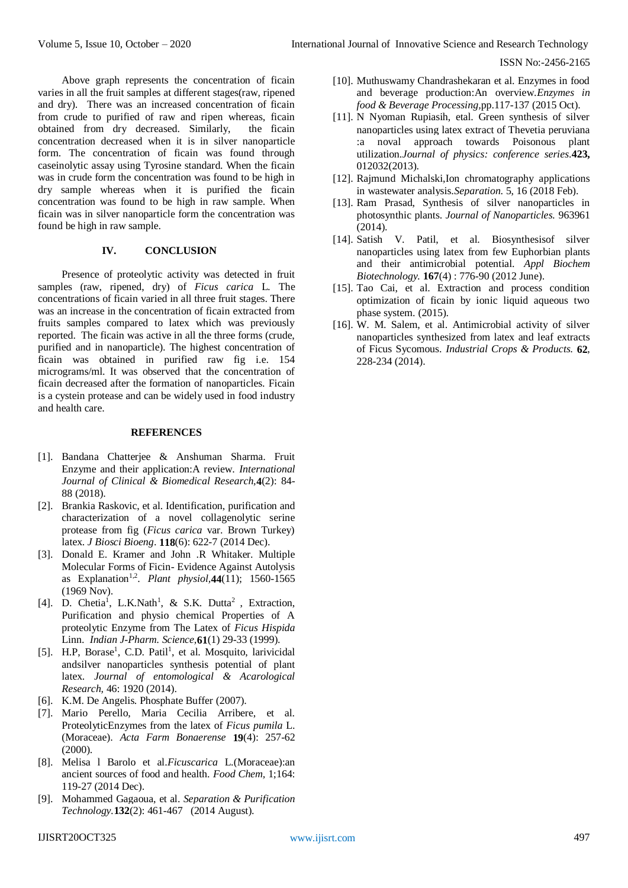Above graph represents the concentration of ficain varies in all the fruit samples at different stages(raw, ripened and dry). There was an increased concentration of ficain from crude to purified of raw and ripen whereas, ficain obtained from dry decreased. Similarly, the ficain concentration decreased when it is in silver nanoparticle form. The concentration of ficain was found through caseinolytic assay using Tyrosine standard. When the ficain was in crude form the concentration was found to be high in dry sample whereas when it is purified the ficain concentration was found to be high in raw sample. When ficain was in silver nanoparticle form the concentration was found be high in raw sample.

## IV. CONCLUSION

Presence of proteolytic activity was detected in fruit samples (raw, ripened, dry) of *Ficus carica* L. The concentrations of ficain varied in all three fruit stages. There was an increase in the concentration of ficain extracted from fruits samples compared to latex which was previously reported. The ficain was active in all the three forms (crude, purified and in nanoparticle). The highest concentration of ficain was obtained in purified raw fig i.e. 154 micrograms/ml. It was observed that the concentration of ficain decreased after the formation of nanoparticles. Ficain is a cystein protease and can be widely used in food industry and health care.

## REFERENCES

[1]. Bandana Chatterjee & Anshuman Sharma. Fruit Enzyme and their application:A review. *International Journal of Clinical & Biomedical Research*,**4**(2): 84-88 (2018).

[2]. Brankia Raskovic, et al. Identification, purification and characterization of a novel collagenolytic serine protease from fig (*Ficus carica* var. Brown Turkey) latex. *J Biosci Bioeng*. **118**(6): 622-7 (2014 Dec).

[3]. Donald E. Kramer and John .R Whitaker. Multiple Molecular Forms of Ficin- Evidence Against Autolysis as Explanation[1,2]. *Plant physiol*,**44**(11); 1560-1565 (1969 Nov).

[4]. D. Chetia[1], L.K.Nath[1], & S.K. Dutta[2] , Extraction, Purification and physio chemical Properties of A proteolytic Enzyme from The Latex of *Ficus Hispida* Linn. *Indian J-Pharm. Science*,**61**(1) 29-33 (1999).

[5]. H.P, Borase[1], C.D. Patil[1], et al. Mosquito, larivicidal andsilver nanoparticles synthesis potential of plant latex. *Journal of entomological & Acarological Research,* 46: 1920 (2014).

[6]. K.M. De Angelis. Phosphate Buffer (2007).

[7]. Mario Perello, Maria Cecilia Arribere, et al. ProteolyticEnzymes from the latex of *Ficus pumila* L. (Moraceae). *Acta Farm Bonaerense* **19**(4): 257-62 (2000).

[8]. Melisa l Barolo et al.*Ficuscarica* L.(Moraceae):an ancient sources of food and health. *Food Chem,* 1;164: 119-27 (2014 Dec).

[9]. Mohammed Gagaoua, et al. *Separation & Purification Technology.***132**(2): 461-467 (2014 August).

[10]. Muthuswamy Chandrashekaran et al. Enzymes in food and beverage production:An overview.*Enzymes in food & Beverage Processing*,pp.117-137 (2015 Oct).

[11]. N Nyoman Rupiasih, etal. Green synthesis of silver nanoparticles using latex extract of Thevetia peruviana :a noval approach towards Poisonous plant utilization.*Journal of physics: conference series*.**423,** 012032(2013).

[12]. Rajmund Michalski,Ion chromatography applications in wastewater analysis.*Separation.* 5, 16 (2018 Feb).

[13]. Ram Prasad, Synthesis of silver nanoparticles in photosynthic plants. *Journal of Nanoparticles.* 963961 (2014).

[14]. Satish V. Patil, et al. Biosynthesisof silver nanoparticles using latex from few Euphorbian plants and their antimicrobial potential. *Appl Biochem Biotechnology.* **167**(4) : 776-90 (2012 June).

[15]. Tao Cai, et al. Extraction and process condition optimization of ficain by ionic liquid aqueous two phase system. (2015).

[16]. W. M. Salem, et al. Antimicrobial activity of silver nanoparticles synthesized from latex and leaf extracts of Ficus Sycomous. *Industrial Crops & Products.* **62**, 228-234 (2014).